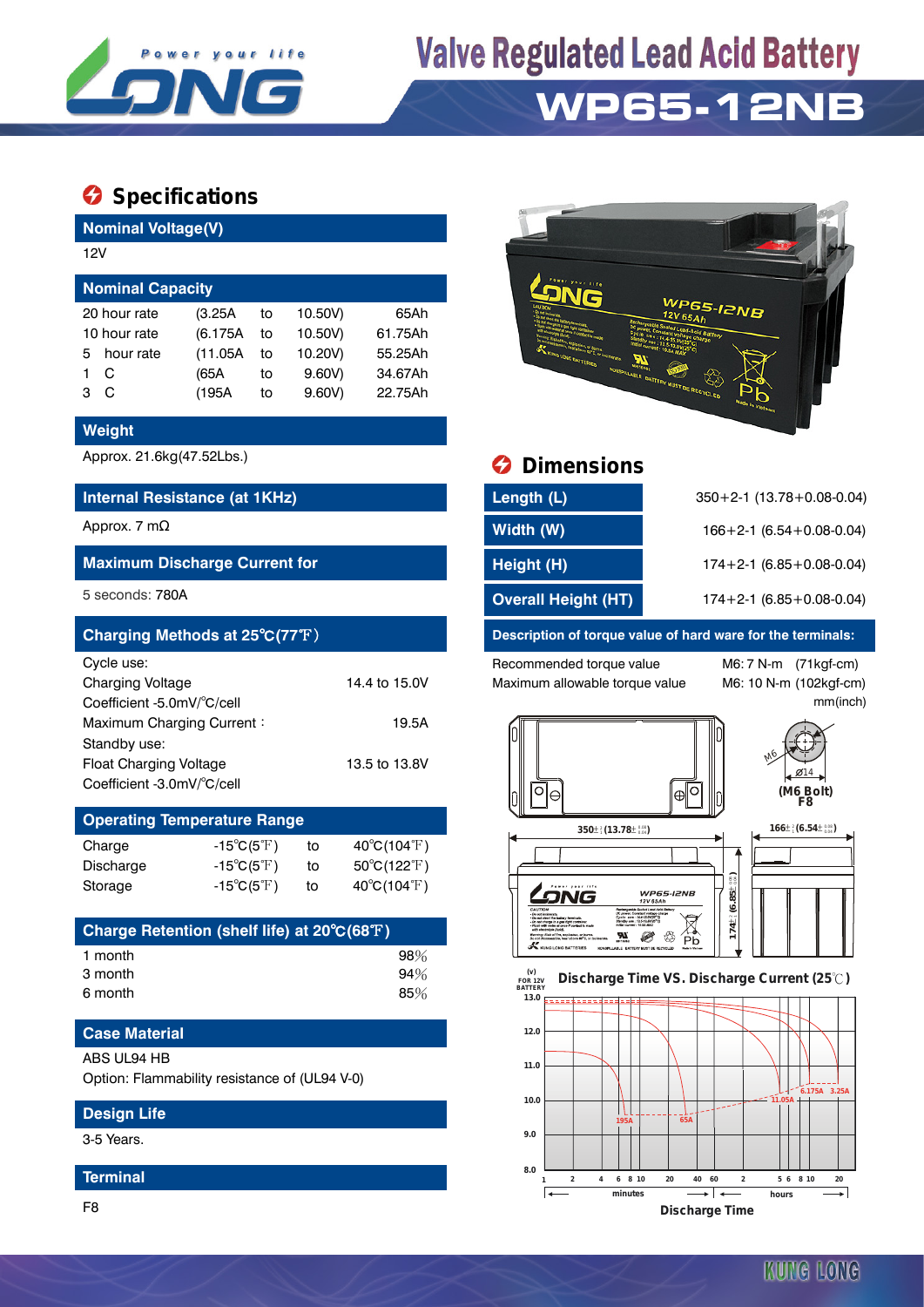# Valve Regulated Lead Acid Battery

# WP65-12NB

## Specifications

### Nominal Voltage(V)

12V

### Nominal Capacity

| | | | | |
|---|---|---|---|---|
| 20 hour rate | (3.25A | to | 10.50V) | 65Ah |
| 10 hour rate | (6.175A | to | 10.50V) | 61.75Ah |
| 5 hour rate | (11.05A | to | 10.20V) | 55.25Ah |
| 1 C | (65A | to | 9.60V) | 34.67Ah |
| 3 C | (195A | to | 9.60V) | 22.75Ah |

### Weight

Approx. 21.6kg(47.52Lbs.)

### Internal Resistance (at 1KHz)

Approx. 7 mΩ

### Maximum Discharge Current for

5 seconds: 780A

### Charging Methods at 25℃(77℉)

Cycle use:

Charging Voltage 14.4 to 15.0V

Coefficient -5.0mV/℃/cell

Maximum Charging Current : 19.5A

Standby use:

Float Charging Voltage 13.5 to 13.8V

Coefficient -3.0mV/℃/cell

### Operating Temperature Range

| | | | |
|---|---|---|---|
| Charge | -15℃(5℉) | to | 40℃(104℉) |
| Discharge | -15℃(5℉) | to | 50℃(122℉) |
| Storage | -15℃(5℉) | to | 40℃(104℉) |

### Charge Retention (shelf life) at 20℃(68℉)

| | |
|---|---|
| 1 month | 98% |
| 3 month | 94% |
| 6 month | 85% |

### Case Material

ABS UL94 HB

Option: Flammability resistance of (UL94 V-0)

### Design Life

3-5 Years.

### Terminal

F8

## Dimensions

| | |
|---|---|
| Length (L) | 350+2-1 (13.78+0.08-0.04) |
| Width (W) | 166+2-1 (6.54+0.08-0.04) |
| Height (H) | 174+2-1 (6.85+0.08-0.04) |
| Overall Height (HT) | 174+2-1 (6.85+0.08-0.04) |

### Description of torque value of hard ware for the terminals:

| | |
|---|---|
| Recommended torque value | M6: 7 N-m (71kgf-cm) |
| Maximum allowable torque value | M6: 10 N-m (102kgf-cm) |

mm(inch)

(M6 Bolt) F8

### Discharge Time VS. Discharge Current (25℃)

Discharge Time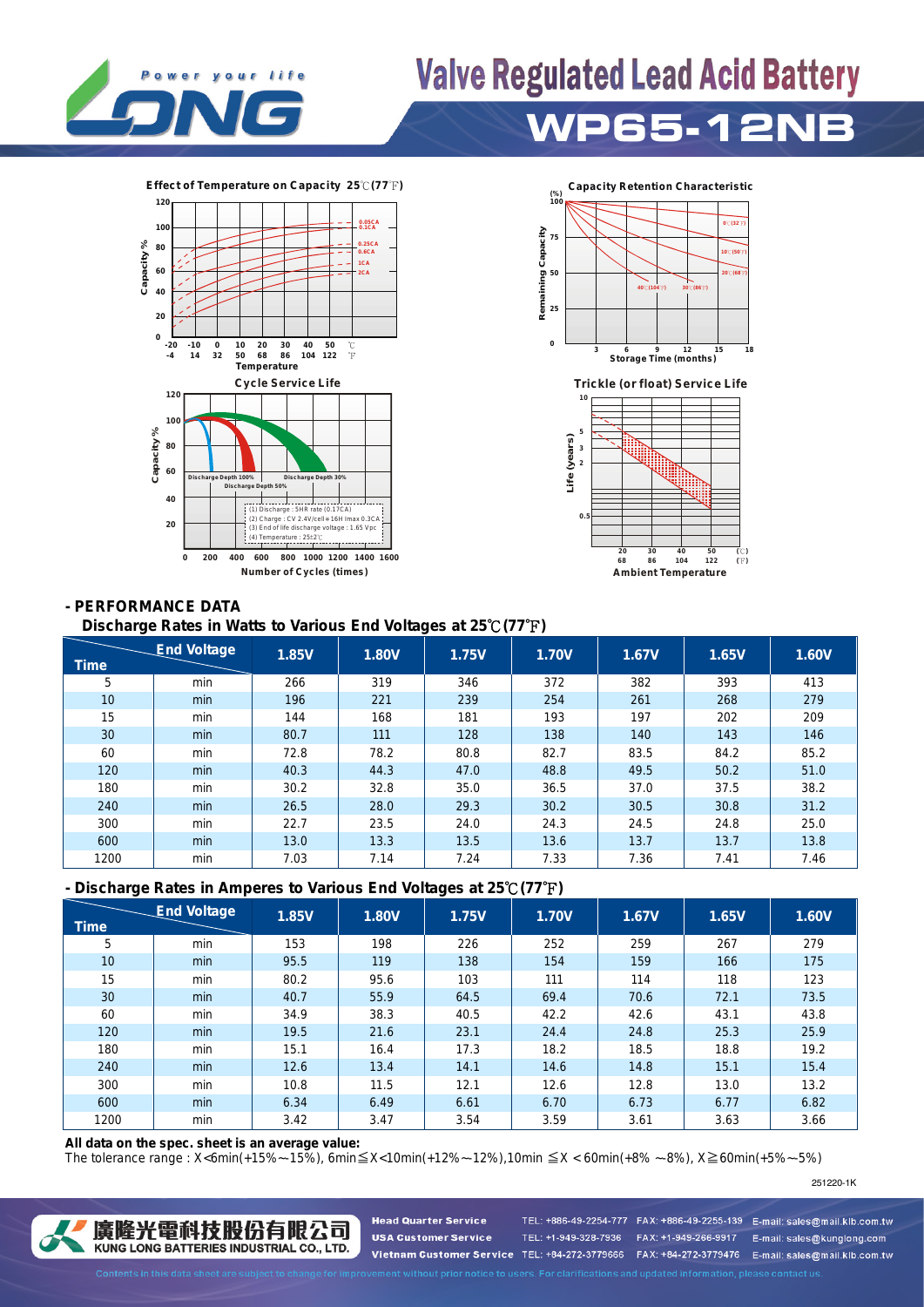# Valve Regulated Lead Acid Battery

## WP65-12NB

Power your life

**Effect of Temperature on Capacity 25℃(77℉)**

120
100
80
60
40
20
0
Capacity %
0.05CA
0.1CA
0.25CA
0.6CA
1CA
2CA
-20 -10 0 10 20 30 40 50 ℃
-4 14 32 50 68 86 104 122 ℉
Temperature

**Capacity Retention Characteristic**

(%)
100
75
50
25
0
Remaining Capacity
0℃(32℉)
10℃(50℉)
20℃(68℉)
40℃(104℉)
30℃(86℉)
3 6 9 12 15 18
Storage Time (months)

**Cycle Service Life**

120
100
80
60
40
20
Capacity %
Discharge Depth 100%
Discharge Depth 50%
Discharge Depth 30%
(1) Discharge : 5HR rate (0.17CA)
(2) Charge : CV 2.4V/cell∗16H Imax 0.3CA
(3) End of life discharge voltage : 1.65 Vpc
(4) Temperature : 25±2℃
0 200 400 600 800 1000 1200 1400 1600
Number of Cycles (times)

**Trickle (or float) Service Life**

10
5
3
2
0.5
Life (years)
20 30 40 50 (℃)
68 86 104 122 (℉)
Ambient Temperature

## - PERFORMANCE DATA

**Discharge Rates in Watts to Various End Voltages at 25℃(77℉)**

| Time | End Voltage | 1.85V | 1.80V | 1.75V | 1.70V | 1.67V | 1.65V | 1.60V |
|---|---|---|---|---|---|---|---|---|
| 5 | min | 266 | 319 | 346 | 372 | 382 | 393 | 413 |
| 10 | min | 196 | 221 | 239 | 254 | 261 | 268 | 279 |
| 15 | min | 144 | 168 | 181 | 193 | 197 | 202 | 209 |
| 30 | min | 80.7 | 111 | 128 | 138 | 140 | 143 | 146 |
| 60 | min | 72.8 | 78.2 | 80.8 | 82.7 | 83.5 | 84.2 | 85.2 |
| 120 | min | 40.3 | 44.3 | 47.0 | 48.8 | 49.5 | 50.2 | 51.0 |
| 180 | min | 30.2 | 32.8 | 35.0 | 36.5 | 37.0 | 37.5 | 38.2 |
| 240 | min | 26.5 | 28.0 | 29.3 | 30.2 | 30.5 | 30.8 | 31.2 |
| 300 | min | 22.7 | 23.5 | 24.0 | 24.3 | 24.5 | 24.8 | 25.0 |
| 600 | min | 13.0 | 13.3 | 13.5 | 13.6 | 13.7 | 13.7 | 13.8 |
| 1200 | min | 7.03 | 7.14 | 7.24 | 7.33 | 7.36 | 7.41 | 7.46 |

**- Discharge Rates in Amperes to Various End Voltages at 25℃(77℉)**

| Time | End Voltage | 1.85V | 1.80V | 1.75V | 1.70V | 1.67V | 1.65V | 1.60V |
|---|---|---|---|---|---|---|---|---|
| 5 | min | 153 | 198 | 226 | 252 | 259 | 267 | 279 |
| 10 | min | 95.5 | 119 | 138 | 154 | 159 | 166 | 175 |
| 15 | min | 80.2 | 95.6 | 103 | 111 | 114 | 118 | 123 |
| 30 | min | 40.7 | 55.9 | 64.5 | 69.4 | 70.6 | 72.1 | 73.5 |
| 60 | min | 34.9 | 38.3 | 40.5 | 42.2 | 42.6 | 43.1 | 43.8 |
| 120 | min | 19.5 | 21.6 | 23.1 | 24.4 | 24.8 | 25.3 | 25.9 |
| 180 | min | 15.1 | 16.4 | 17.3 | 18.2 | 18.5 | 18.8 | 19.2 |
| 240 | min | 12.6 | 13.4 | 14.1 | 14.6 | 14.8 | 15.1 | 15.4 |
| 300 | min | 10.8 | 11.5 | 12.1 | 12.6 | 12.8 | 13.0 | 13.2 |
| 600 | min | 6.34 | 6.49 | 6.61 | 6.70 | 6.73 | 6.77 | 6.82 |
| 1200 | min | 3.42 | 3.47 | 3.54 | 3.59 | 3.61 | 3.63 | 3.66 |

**All data on the spec. sheet is an average value:**
The tolerance range : X<6min(+15%~-15%), 6min≦X<10min(+12%~-12%),10min ≦X < 60min(+8% ~-8%), X≧60min(+5%~-5%)

251220-1K

廣隆光電科技股份有限公司
KUNG LONG BATTERIES INDUSTRIAL CO., LTD.

| | | | |
|---|---|---|---|
| Head Quarter Service | TEL: +886-49-2254-777 | FAX: +886-49-2255-139 | E-mail: sales@mail.klb.com.tw |
| USA Customer Service | TEL: +1-949-328-7936 | FAX: +1-949-266-9917 | E-mail: sales@kunglong.com |
| Vietnam Customer Service | TEL: +84-272-3779666 | FAX: +84-272-3779476 | E-mail: sales@mail.klb.com.tw |

Contents in this data sheet are subject to change for improvement without prior notice to users. For clarifications and updated information, please contact us.